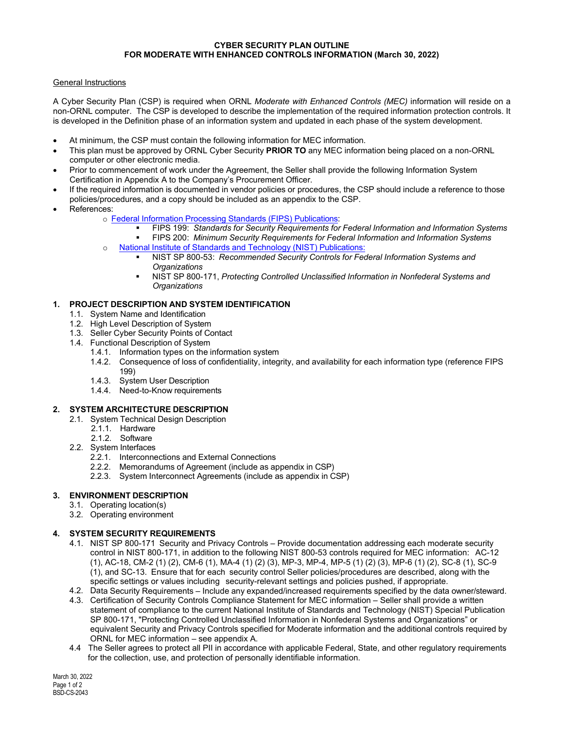**CYBER SECURITY PLAN OUTLINE**
**FOR MODERATE WITH ENHANCED CONTROLS INFORMATION (March 30, 2022)**

General Instructions

A Cyber Security Plan (CSP) is required when ORNL *Moderate with Enhanced Controls (MEC)* information will reside on a non-ORNL computer. The CSP is developed to describe the implementation of the required information protection controls. It is developed in the Definition phase of an information system and updated in each phase of the system development.

- At minimum, the CSP must contain the following information for MEC information.
- This plan must be approved by ORNL Cyber Security **PRIOR TO** any MEC information being placed on a non-ORNL computer or other electronic media.
- Prior to commencement of work under the Agreement, the Seller shall provide the following Information System Certification in Appendix A to the Company's Procurement Officer.
- If the required information is documented in vendor policies or procedures, the CSP should include a reference to those policies/procedures, and a copy should be included as an appendix to the CSP.
- References:
  - Federal Information Processing Standards (FIPS) Publications:
    - FIPS 199: *Standards for Security Requirements for Federal Information and Information Systems*
    - FIPS 200: *Minimum Security Requirements for Federal Information and Information Systems*
  - National Institute of Standards and Technology (NIST) Publications:
    - NIST SP 800-53: *Recommended Security Controls for Federal Information Systems and Organizations*
    - NIST SP 800-171, *Protecting Controlled Unclassified Information in Nonfederal Systems and Organizations*

## 1. PROJECT DESCRIPTION AND SYSTEM IDENTIFICATION

- 1.1. System Name and Identification
- 1.2. High Level Description of System
- 1.3. Seller Cyber Security Points of Contact
- 1.4. Functional Description of System
  - 1.4.1. Information types on the information system
  - 1.4.2. Consequence of loss of confidentiality, integrity, and availability for each information type (reference FIPS 199)
  - 1.4.3. System User Description
  - 1.4.4. Need-to-Know requirements

## 2. SYSTEM ARCHITECTURE DESCRIPTION

- 2.1. System Technical Design Description
  - 2.1.1. Hardware
  - 2.1.2. Software
- 2.2. System Interfaces
  - 2.2.1. Interconnections and External Connections
  - 2.2.2. Memorandums of Agreement (include as appendix in CSP)
  - 2.2.3. System Interconnect Agreements (include as appendix in CSP)

## 3. ENVIRONMENT DESCRIPTION

- 3.1. Operating location(s)
- 3.2. Operating environment

## 4. SYSTEM SECURITY REQUIREMENTS

- 4.1. NIST SP 800-171 Security and Privacy Controls – Provide documentation addressing each moderate security control in NIST 800-171, in addition to the following NIST 800-53 controls required for MEC information: AC-12 (1), AC-18, CM-2 (1) (2), CM-6 (1), MA-4 (1) (2) (3), MP-3, MP-4, MP-5 (1) (2) (3), MP-6 (1) (2), SC-8 (1), SC-9 (1), and SC-13. Ensure that for each security control Seller policies/procedures are described, along with the specific settings or values including security-relevant settings and policies pushed, if appropriate.
- 4.2. Data Security Requirements – Include any expanded/increased requirements specified by the data owner/steward.
- 4.3. Certification of Security Controls Compliance Statement for MEC information – Seller shall provide a written statement of compliance to the current National Institute of Standards and Technology (NIST) Special Publication SP 800-171, "Protecting Controlled Unclassified Information in Nonfederal Systems and Organizations" or equivalent Security and Privacy Controls specified for Moderate information and the additional controls required by ORNL for MEC information – see appendix A.
- 4.4 The Seller agrees to protect all PII in accordance with applicable Federal, State, and other regulatory requirements for the collection, use, and protection of personally identifiable information.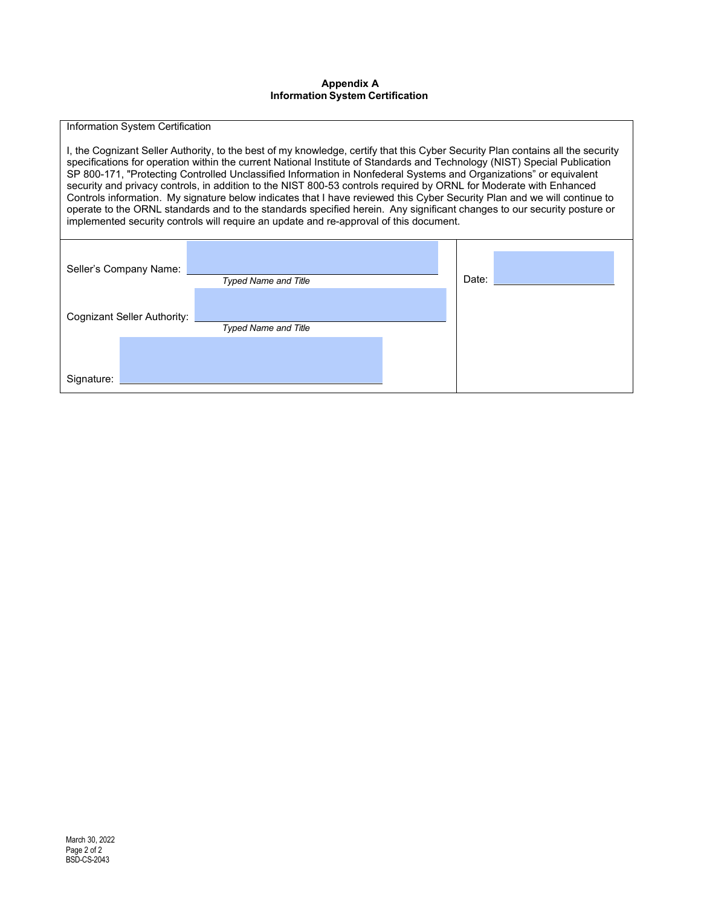**Appendix A**
**Information System Certification**

Information System Certification

I, the Cognizant Seller Authority, to the best of my knowledge, certify that this Cyber Security Plan contains all the security specifications for operation within the current National Institute of Standards and Technology (NIST) Special Publication SP 800-171, "Protecting Controlled Unclassified Information in Nonfederal Systems and Organizations" or equivalent security and privacy controls, in addition to the NIST 800-53 controls required by ORNL for Moderate with Enhanced Controls information. My signature below indicates that I have reviewed this Cyber Security Plan and we will continue to operate to the ORNL standards and to the standards specified herein. Any significant changes to our security posture or implemented security controls will require an update and re-approval of this document.

| | |
|---|---|
| Seller's Company Name: ______________________<br>*Typed Name and Title*<br><br>Cognizant Seller Authority: ______________________<br>*Typed Name and Title*<br><br>Signature: ______________________ | Date: ______________ |

March 30, 2022
BSD-CS-2043